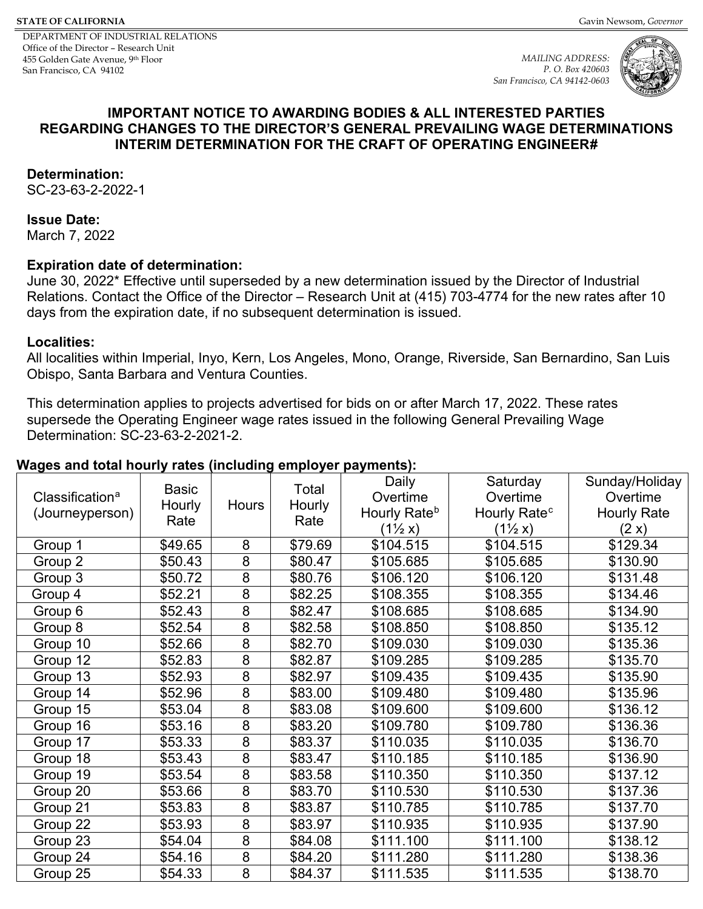**STATE OF CALIFORNIA** Gavin Newsom, *Governor*

DEPARTMENT OF INDUSTRIAL RELATIONS
Office of the Director – Research Unit
455 Golden Gate Avenue, 9th Floor
San Francisco, CA 94102

*MAILING ADDRESS:*
*P. O. Box 420603*
*San Francisco, CA 94142-0603*

# IMPORTANT NOTICE TO AWARDING BODIES & ALL INTERESTED PARTIES REGARDING CHANGES TO THE DIRECTOR'S GENERAL PREVAILING WAGE DETERMINATIONS INTERIM DETERMINATION FOR THE CRAFT OF OPERATING ENGINEER#

**Determination:**
SC-23-63-2-2022-1

**Issue Date:**
March 7, 2022

**Expiration date of determination:**
June 30, 2022* Effective until superseded by a new determination issued by the Director of Industrial Relations. Contact the Office of the Director – Research Unit at (415) 703-4774 for the new rates after 10 days from the expiration date, if no subsequent determination is issued.

**Localities:**
All localities within Imperial, Inyo, Kern, Los Angeles, Mono, Orange, Riverside, San Bernardino, San Luis Obispo, Santa Barbara and Ventura Counties.

This determination applies to projects advertised for bids on or after March 17, 2022. These rates supersede the Operating Engineer wage rates issued in the following General Prevailing Wage Determination: SC-23-63-2-2021-2.

**Wages and total hourly rates (including employer payments):**

| Classification[a] (Journeyperson) | Basic Hourly Rate | Hours | Total Hourly Rate | Daily Overtime Hourly Rate[b] (1½ x) | Saturday Overtime Hourly Rate[c] (1½ x) | Sunday/Holiday Overtime Hourly Rate (2 x) |
|---|---|---|---|---|---|---|
| Group 1 | $49.65 | 8 | $79.69 | $104.515 | $104.515 | $129.34 |
| Group 2 | $50.43 | 8 | $80.47 | $105.685 | $105.685 | $130.90 |
| Group 3 | $50.72 | 8 | $80.76 | $106.120 | $106.120 | $131.48 |
| Group 4 | $52.21 | 8 | $82.25 | $108.355 | $108.355 | $134.46 |
| Group 6 | $52.43 | 8 | $82.47 | $108.685 | $108.685 | $134.90 |
| Group 8 | $52.54 | 8 | $82.58 | $108.850 | $108.850 | $135.12 |
| Group 10 | $52.66 | 8 | $82.70 | $109.030 | $109.030 | $135.36 |
| Group 12 | $52.83 | 8 | $82.87 | $109.285 | $109.285 | $135.70 |
| Group 13 | $52.93 | 8 | $82.97 | $109.435 | $109.435 | $135.90 |
| Group 14 | $52.96 | 8 | $83.00 | $109.480 | $109.480 | $135.96 |
| Group 15 | $53.04 | 8 | $83.08 | $109.600 | $109.600 | $136.12 |
| Group 16 | $53.16 | 8 | $83.20 | $109.780 | $109.780 | $136.36 |
| Group 17 | $53.33 | 8 | $83.37 | $110.035 | $110.035 | $136.70 |
| Group 18 | $53.43 | 8 | $83.47 | $110.185 | $110.185 | $136.90 |
| Group 19 | $53.54 | 8 | $83.58 | $110.350 | $110.350 | $137.12 |
| Group 20 | $53.66 | 8 | $83.70 | $110.530 | $110.530 | $137.36 |
| Group 21 | $53.83 | 8 | $83.87 | $110.785 | $110.785 | $137.70 |
| Group 22 | $53.93 | 8 | $83.97 | $110.935 | $110.935 | $137.90 |
| Group 23 | $54.04 | 8 | $84.08 | $111.100 | $111.100 | $138.12 |
| Group 24 | $54.16 | 8 | $84.20 | $111.280 | $111.280 | $138.36 |
| Group 25 | $54.33 | 8 | $84.37 | $111.535 | $111.535 | $138.70 |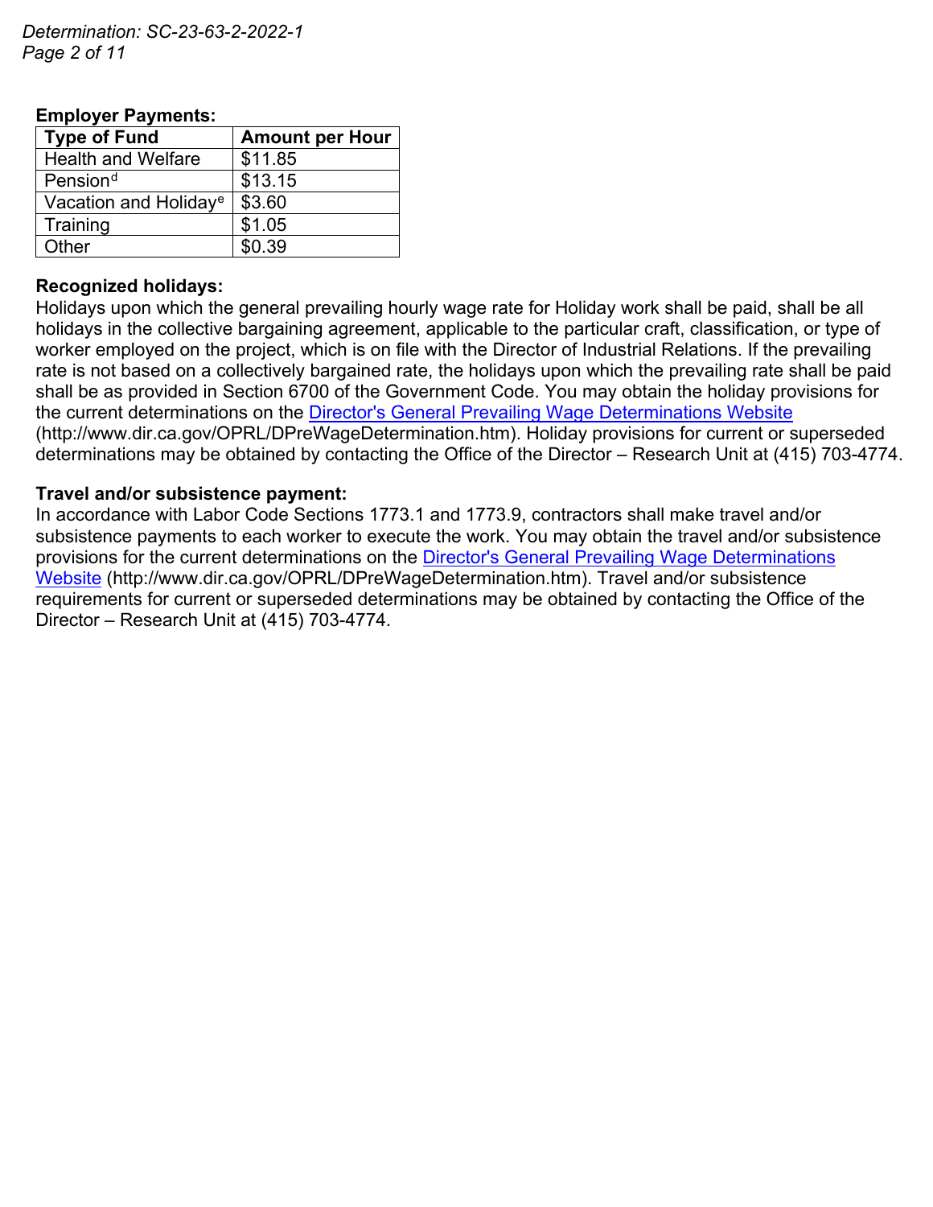**Employer Payments:**

| Type of Fund | Amount per Hour |
|---|---|
| Health and Welfare | $11.85 |
| Pension[d] | $13.15 |
| Vacation and Holiday[e] | $3.60 |
| Training | $1.05 |
| Other | $0.39 |

**Recognized holidays:**
Holidays upon which the general prevailing hourly wage rate for Holiday work shall be paid, shall be all holidays in the collective bargaining agreement, applicable to the particular craft, classification, or type of worker employed on the project, which is on file with the Director of Industrial Relations. If the prevailing rate is not based on a collectively bargained rate, the holidays upon which the prevailing rate shall be paid shall be as provided in Section 6700 of the Government Code. You may obtain the holiday provisions for the current determinations on the [Director's General Prevailing Wage Determinations Website](http://www.dir.ca.gov/OPRL/DPreWageDetermination.htm) (http://www.dir.ca.gov/OPRL/DPreWageDetermination.htm). Holiday provisions for current or superseded determinations may be obtained by contacting the Office of the Director – Research Unit at (415) 703-4774.

**Travel and/or subsistence payment:**
In accordance with Labor Code Sections 1773.1 and 1773.9, contractors shall make travel and/or subsistence payments to each worker to execute the work. You may obtain the travel and/or subsistence provisions for the current determinations on the [Director's General Prevailing Wage Determinations Website](http://www.dir.ca.gov/OPRL/DPreWageDetermination.htm) (http://www.dir.ca.gov/OPRL/DPreWageDetermination.htm). Travel and/or subsistence requirements for current or superseded determinations may be obtained by contacting the Office of the Director – Research Unit at (415) 703-4774.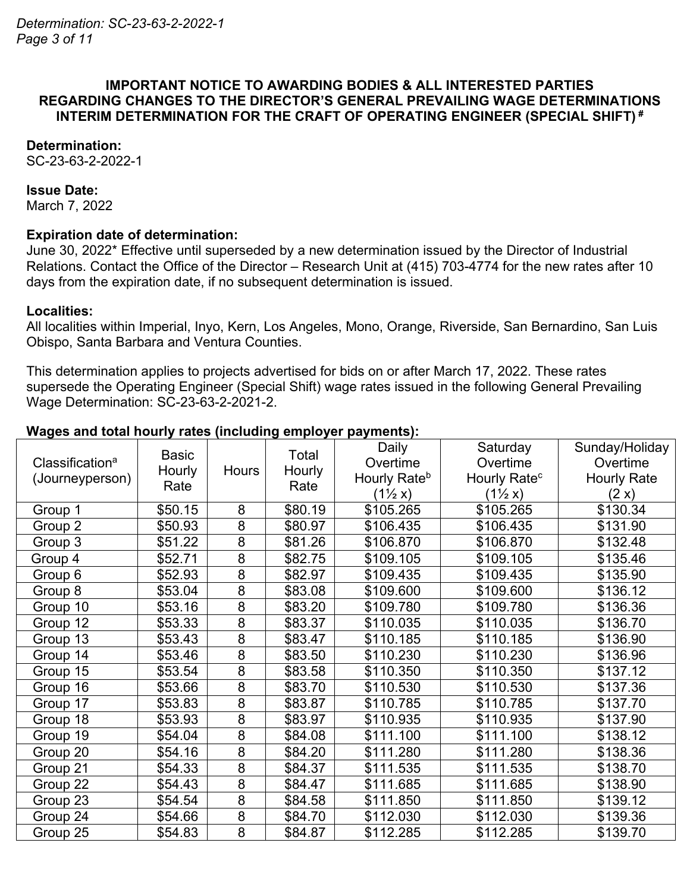**IMPORTANT NOTICE TO AWARDING BODIES & ALL INTERESTED PARTIES REGARDING CHANGES TO THE DIRECTOR'S GENERAL PREVAILING WAGE DETERMINATIONS INTERIM DETERMINATION FOR THE CRAFT OF OPERATING ENGINEER (SPECIAL SHIFT) #**

**Determination:**
SC-23-63-2-2022-1

**Issue Date:**
March 7, 2022

**Expiration date of determination:**
June 30, 2022* Effective until superseded by a new determination issued by the Director of Industrial Relations. Contact the Office of the Director – Research Unit at (415) 703-4774 for the new rates after 10 days from the expiration date, if no subsequent determination is issued.

**Localities:**
All localities within Imperial, Inyo, Kern, Los Angeles, Mono, Orange, Riverside, San Bernardino, San Luis Obispo, Santa Barbara and Ventura Counties.

This determination applies to projects advertised for bids on or after March 17, 2022. These rates supersede the Operating Engineer (Special Shift) wage rates issued in the following General Prevailing Wage Determination: SC-23-63-2-2021-2.

**Wages and total hourly rates (including employer payments):**

| Classification[a] (Journeyperson) | Basic Hourly Rate | Hours | Total Hourly Rate | Daily Overtime Hourly Rate[b] (1½ x) | Saturday Overtime Hourly Rate[c] (1½ x) | Sunday/Holiday Overtime Hourly Rate (2 x) |
|---|---|---|---|---|---|---|
| Group 1 | $50.15 | 8 | $80.19 | $105.265 | $105.265 | $130.34 |
| Group 2 | $50.93 | 8 | $80.97 | $106.435 | $106.435 | $131.90 |
| Group 3 | $51.22 | 8 | $81.26 | $106.870 | $106.870 | $132.48 |
| Group 4 | $52.71 | 8 | $82.75 | $109.105 | $109.105 | $135.46 |
| Group 6 | $52.93 | 8 | $82.97 | $109.435 | $109.435 | $135.90 |
| Group 8 | $53.04 | 8 | $83.08 | $109.600 | $109.600 | $136.12 |
| Group 10 | $53.16 | 8 | $83.20 | $109.780 | $109.780 | $136.36 |
| Group 12 | $53.33 | 8 | $83.37 | $110.035 | $110.035 | $136.70 |
| Group 13 | $53.43 | 8 | $83.47 | $110.185 | $110.185 | $136.90 |
| Group 14 | $53.46 | 8 | $83.50 | $110.230 | $110.230 | $136.96 |
| Group 15 | $53.54 | 8 | $83.58 | $110.350 | $110.350 | $137.12 |
| Group 16 | $53.66 | 8 | $83.70 | $110.530 | $110.530 | $137.36 |
| Group 17 | $53.83 | 8 | $83.87 | $110.785 | $110.785 | $137.70 |
| Group 18 | $53.93 | 8 | $83.97 | $110.935 | $110.935 | $137.90 |
| Group 19 | $54.04 | 8 | $84.08 | $111.100 | $111.100 | $138.12 |
| Group 20 | $54.16 | 8 | $84.20 | $111.280 | $111.280 | $138.36 |
| Group 21 | $54.33 | 8 | $84.37 | $111.535 | $111.535 | $138.70 |
| Group 22 | $54.43 | 8 | $84.47 | $111.685 | $111.685 | $138.90 |
| Group 23 | $54.54 | 8 | $84.58 | $111.850 | $111.850 | $139.12 |
| Group 24 | $54.66 | 8 | $84.70 | $112.030 | $112.030 | $139.36 |
| Group 25 | $54.83 | 8 | $84.87 | $112.285 | $112.285 | $139.70 |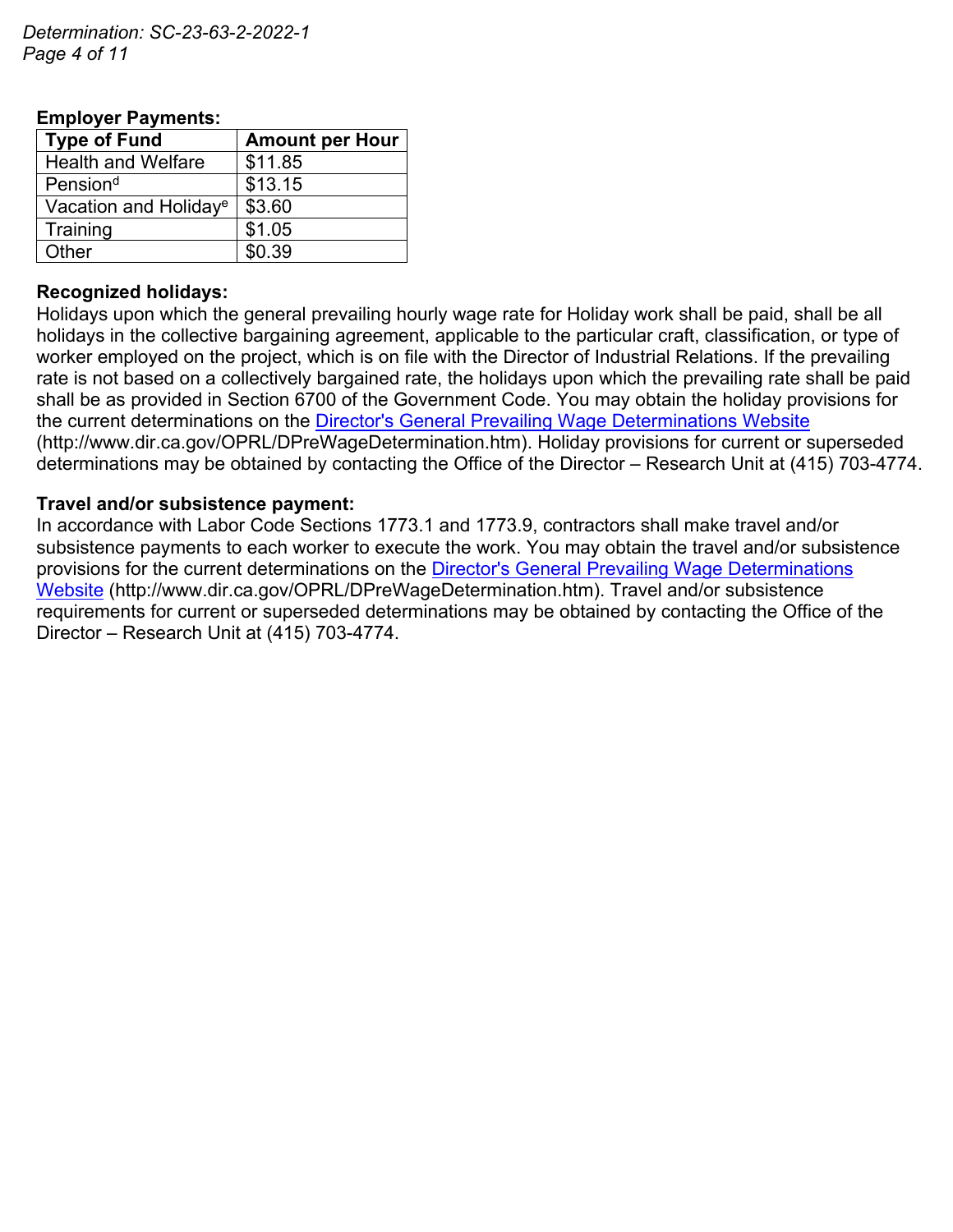**Employer Payments:**

| Type of Fund | Amount per Hour |
|---|---|
| Health and Welfare | $11.85 |
| Pension[d] | $13.15 |
| Vacation and Holiday[e] | $3.60 |
| Training | $1.05 |
| Other | $0.39 |

**Recognized holidays:**
Holidays upon which the general prevailing hourly wage rate for Holiday work shall be paid, shall be all holidays in the collective bargaining agreement, applicable to the particular craft, classification, or type of worker employed on the project, which is on file with the Director of Industrial Relations. If the prevailing rate is not based on a collectively bargained rate, the holidays upon which the prevailing rate shall be paid shall be as provided in Section 6700 of the Government Code. You may obtain the holiday provisions for the current determinations on the [Director's General Prevailing Wage Determinations Website](http://www.dir.ca.gov/OPRL/DPreWageDetermination.htm) (http://www.dir.ca.gov/OPRL/DPreWageDetermination.htm). Holiday provisions for current or superseded determinations may be obtained by contacting the Office of the Director – Research Unit at (415) 703-4774.

**Travel and/or subsistence payment:**
In accordance with Labor Code Sections 1773.1 and 1773.9, contractors shall make travel and/or subsistence payments to each worker to execute the work. You may obtain the travel and/or subsistence provisions for the current determinations on the [Director's General Prevailing Wage Determinations Website](http://www.dir.ca.gov/OPRL/DPreWageDetermination.htm) (http://www.dir.ca.gov/OPRL/DPreWageDetermination.htm). Travel and/or subsistence requirements for current or superseded determinations may be obtained by contacting the Office of the Director – Research Unit at (415) 703-4774.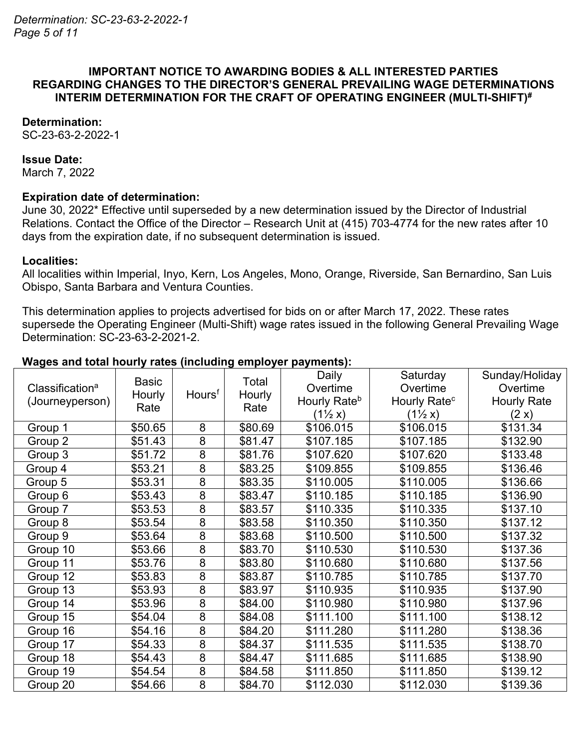**IMPORTANT NOTICE TO AWARDING BODIES & ALL INTERESTED PARTIES REGARDING CHANGES TO THE DIRECTOR'S GENERAL PREVAILING WAGE DETERMINATIONS INTERIM DETERMINATION FOR THE CRAFT OF OPERATING ENGINEER (MULTI-SHIFT)#**

**Determination:**
SC-23-63-2-2022-1

**Issue Date:**
March 7, 2022

**Expiration date of determination:**
June 30, 2022* Effective until superseded by a new determination issued by the Director of Industrial Relations. Contact the Office of the Director – Research Unit at (415) 703-4774 for the new rates after 10 days from the expiration date, if no subsequent determination is issued.

**Localities:**
All localities within Imperial, Inyo, Kern, Los Angeles, Mono, Orange, Riverside, San Bernardino, San Luis Obispo, Santa Barbara and Ventura Counties.

This determination applies to projects advertised for bids on or after March 17, 2022. These rates supersede the Operating Engineer (Multi-Shift) wage rates issued in the following General Prevailing Wage Determination: SC-23-63-2-2021-2.

**Wages and total hourly rates (including employer payments):**

| Classification[a] (Journeyperson) | Basic Hourly Rate | Hours[f] | Total Hourly Rate | Daily Overtime Hourly Rate[b] (1½ x) | Saturday Overtime Hourly Rate[c] (1½ x) | Sunday/Holiday Overtime Hourly Rate (2 x) |
|---|---|---|---|---|---|---|
| Group 1 | $50.65 | 8 | $80.69 | $106.015 | $106.015 | $131.34 |
| Group 2 | $51.43 | 8 | $81.47 | $107.185 | $107.185 | $132.90 |
| Group 3 | $51.72 | 8 | $81.76 | $107.620 | $107.620 | $133.48 |
| Group 4 | $53.21 | 8 | $83.25 | $109.855 | $109.855 | $136.46 |
| Group 5 | $53.31 | 8 | $83.35 | $110.005 | $110.005 | $136.66 |
| Group 6 | $53.43 | 8 | $83.47 | $110.185 | $110.185 | $136.90 |
| Group 7 | $53.53 | 8 | $83.57 | $110.335 | $110.335 | $137.10 |
| Group 8 | $53.54 | 8 | $83.58 | $110.350 | $110.350 | $137.12 |
| Group 9 | $53.64 | 8 | $83.68 | $110.500 | $110.500 | $137.32 |
| Group 10 | $53.66 | 8 | $83.70 | $110.530 | $110.530 | $137.36 |
| Group 11 | $53.76 | 8 | $83.80 | $110.680 | $110.680 | $137.56 |
| Group 12 | $53.83 | 8 | $83.87 | $110.785 | $110.785 | $137.70 |
| Group 13 | $53.93 | 8 | $83.97 | $110.935 | $110.935 | $137.90 |
| Group 14 | $53.96 | 8 | $84.00 | $110.980 | $110.980 | $137.96 |
| Group 15 | $54.04 | 8 | $84.08 | $111.100 | $111.100 | $138.12 |
| Group 16 | $54.16 | 8 | $84.20 | $111.280 | $111.280 | $138.36 |
| Group 17 | $54.33 | 8 | $84.37 | $111.535 | $111.535 | $138.70 |
| Group 18 | $54.43 | 8 | $84.47 | $111.685 | $111.685 | $138.90 |
| Group 19 | $54.54 | 8 | $84.58 | $111.850 | $111.850 | $139.12 |
| Group 20 | $54.66 | 8 | $84.70 | $112.030 | $112.030 | $139.36 |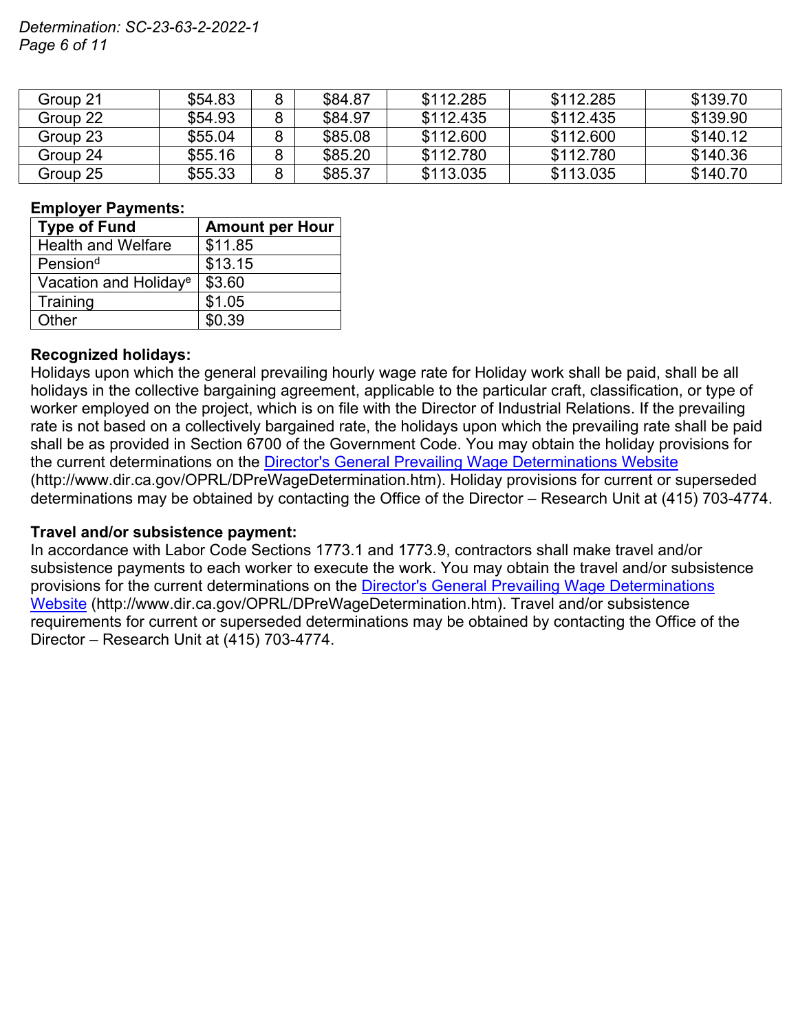| | | | | | | |
|---|---|---|---|---|---|---|
| Group 21 | $54.83 | 8 | $84.87 | $112.285 | $112.285 | $139.70 |
| Group 22 | $54.93 | 8 | $84.97 | $112.435 | $112.435 | $139.90 |
| Group 23 | $55.04 | 8 | $85.08 | $112.600 | $112.600 | $140.12 |
| Group 24 | $55.16 | 8 | $85.20 | $112.780 | $112.780 | $140.36 |
| Group 25 | $55.33 | 8 | $85.37 | $113.035 | $113.035 | $140.70 |

**Employer Payments:**

| Type of Fund | Amount per Hour |
|---|---|
| Health and Welfare | $11.85 |
| Pension[d] | $13.15 |
| Vacation and Holiday[e] | $3.60 |
| Training | $1.05 |
| Other | $0.39 |

**Recognized holidays:**

Holidays upon which the general prevailing hourly wage rate for Holiday work shall be paid, shall be all holidays in the collective bargaining agreement, applicable to the particular craft, classification, or type of worker employed on the project, which is on file with the Director of Industrial Relations. If the prevailing rate is not based on a collectively bargained rate, the holidays upon which the prevailing rate shall be paid shall be as provided in Section 6700 of the Government Code. You may obtain the holiday provisions for the current determinations on the Director's General Prevailing Wage Determinations Website (http://www.dir.ca.gov/OPRL/DPreWageDetermination.htm). Holiday provisions for current or superseded determinations may be obtained by contacting the Office of the Director – Research Unit at (415) 703-4774.

**Travel and/or subsistence payment:**

In accordance with Labor Code Sections 1773.1 and 1773.9, contractors shall make travel and/or subsistence payments to each worker to execute the work. You may obtain the travel and/or subsistence provisions for the current determinations on the Director's General Prevailing Wage Determinations Website (http://www.dir.ca.gov/OPRL/DPreWageDetermination.htm). Travel and/or subsistence requirements for current or superseded determinations may be obtained by contacting the Office of the Director – Research Unit at (415) 703-4774.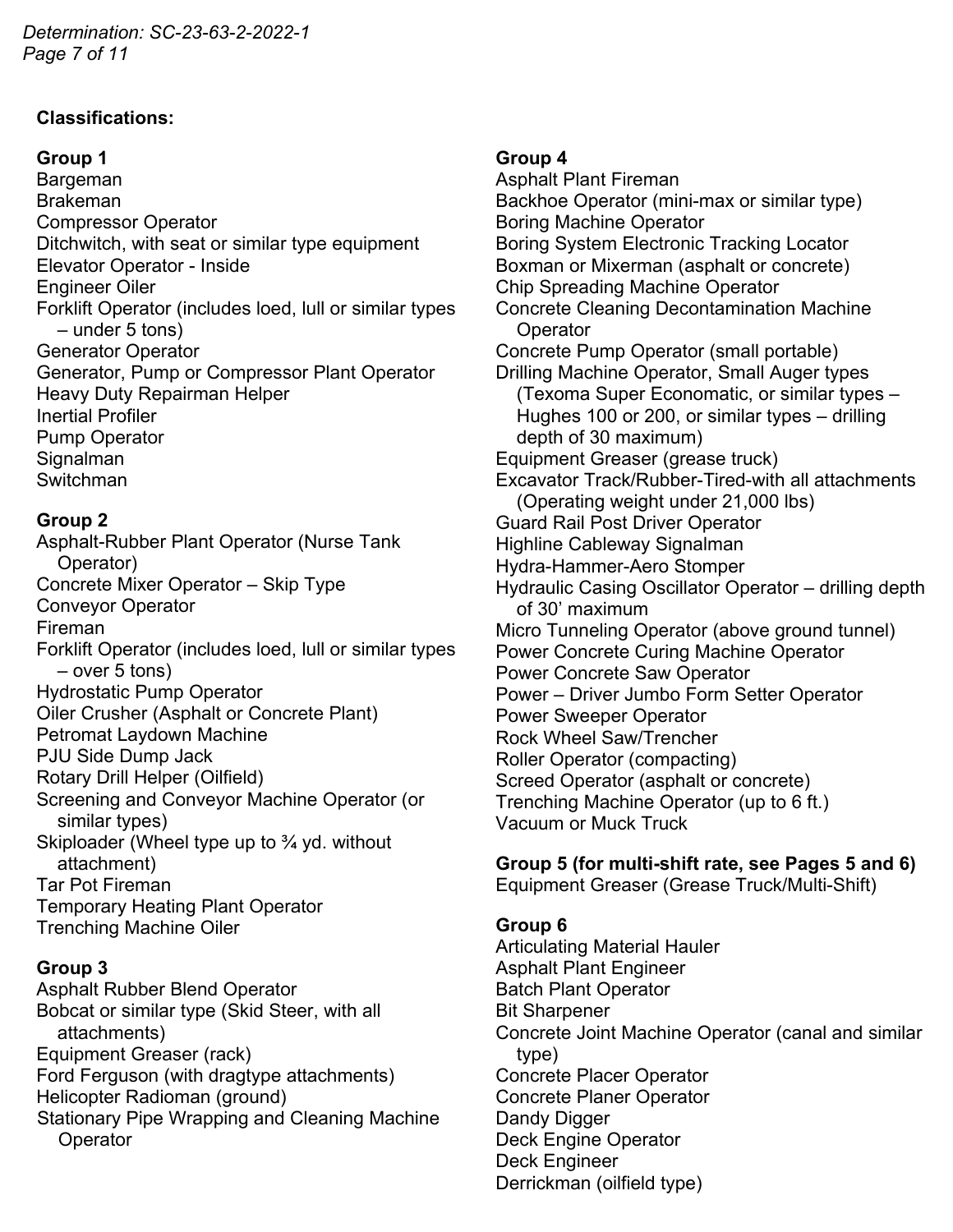**Classifications:**

**Group 1**

Bargeman
Brakeman
Compressor Operator
Ditchwitch, with seat or similar type equipment
Elevator Operator - Inside
Engineer Oiler
Forklift Operator (includes loed, lull or similar types – under 5 tons)
Generator Operator
Generator, Pump or Compressor Plant Operator
Heavy Duty Repairman Helper
Inertial Profiler
Pump Operator
Signalman
Switchman

**Group 2**

Asphalt-Rubber Plant Operator (Nurse Tank Operator)
Concrete Mixer Operator – Skip Type
Conveyor Operator
Fireman
Forklift Operator (includes loed, lull or similar types – over 5 tons)
Hydrostatic Pump Operator
Oiler Crusher (Asphalt or Concrete Plant)
Petromat Laydown Machine
PJU Side Dump Jack
Rotary Drill Helper (Oilfield)
Screening and Conveyor Machine Operator (or similar types)
Skiploader (Wheel type up to ¾ yd. without attachment)
Tar Pot Fireman
Temporary Heating Plant Operator
Trenching Machine Oiler

**Group 3**

Asphalt Rubber Blend Operator
Bobcat or similar type (Skid Steer, with all attachments)
Equipment Greaser (rack)
Ford Ferguson (with dragtype attachments)
Helicopter Radioman (ground)
Stationary Pipe Wrapping and Cleaning Machine Operator

**Group 4**

Asphalt Plant Fireman
Backhoe Operator (mini-max or similar type)
Boring Machine Operator
Boring System Electronic Tracking Locator
Boxman or Mixerman (asphalt or concrete)
Chip Spreading Machine Operator
Concrete Cleaning Decontamination Machine Operator
Concrete Pump Operator (small portable)
Drilling Machine Operator, Small Auger types (Texoma Super Economatic, or similar types – Hughes 100 or 200, or similar types – drilling depth of 30 maximum)
Equipment Greaser (grease truck)
Excavator Track/Rubber-Tired-with all attachments (Operating weight under 21,000 lbs)
Guard Rail Post Driver Operator
Highline Cableway Signalman
Hydra-Hammer-Aero Stomper
Hydraulic Casing Oscillator Operator – drilling depth of 30’ maximum
Micro Tunneling Operator (above ground tunnel)
Power Concrete Curing Machine Operator
Power Concrete Saw Operator
Power – Driver Jumbo Form Setter Operator
Power Sweeper Operator
Rock Wheel Saw/Trencher
Roller Operator (compacting)
Screed Operator (asphalt or concrete)
Trenching Machine Operator (up to 6 ft.)
Vacuum or Muck Truck

**Group 5 (for multi-shift rate, see Pages 5 and 6)**

Equipment Greaser (Grease Truck/Multi-Shift)

**Group 6**

Articulating Material Hauler
Asphalt Plant Engineer
Batch Plant Operator
Bit Sharpener
Concrete Joint Machine Operator (canal and similar type)
Concrete Placer Operator
Concrete Planer Operator
Dandy Digger
Deck Engine Operator
Deck Engineer
Derrickman (oilfield type)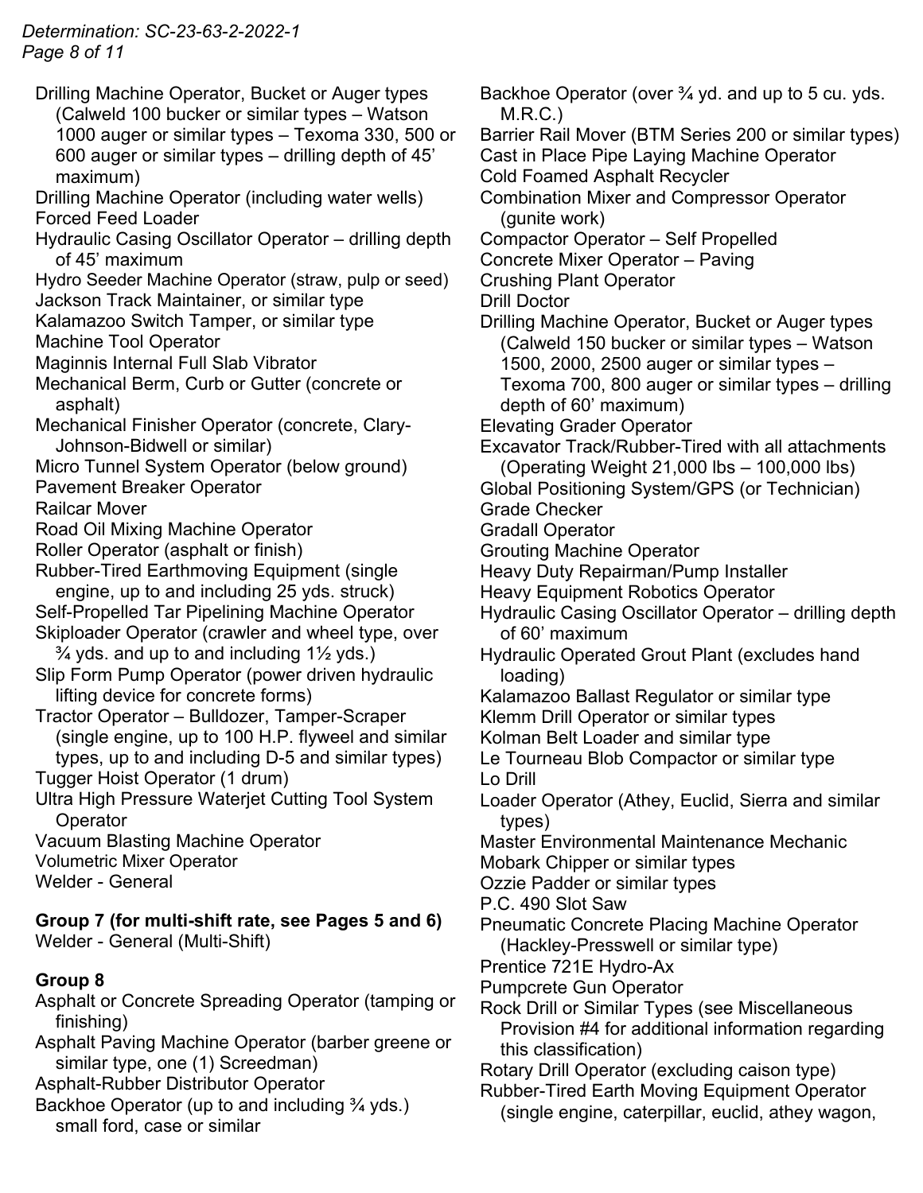Drilling Machine Operator, Bucket or Auger types (Calweld 100 bucker or similar types – Watson 1000 auger or similar types – Texoma 330, 500 or 600 auger or similar types – drilling depth of 45' maximum)
Drilling Machine Operator (including water wells)
Forced Feed Loader
Hydraulic Casing Oscillator Operator – drilling depth of 45' maximum
Hydro Seeder Machine Operator (straw, pulp or seed)
Jackson Track Maintainer, or similar type
Kalamazoo Switch Tamper, or similar type
Machine Tool Operator
Maginnis Internal Full Slab Vibrator
Mechanical Berm, Curb or Gutter (concrete or asphalt)
Mechanical Finisher Operator (concrete, Clary-Johnson-Bidwell or similar)
Micro Tunnel System Operator (below ground)
Pavement Breaker Operator
Railcar Mover
Road Oil Mixing Machine Operator
Roller Operator (asphalt or finish)
Rubber-Tired Earthmoving Equipment (single engine, up to and including 25 yds. struck)
Self-Propelled Tar Pipelining Machine Operator
Skiploader Operator (crawler and wheel type, over ¾ yds. and up to and including 1½ yds.)
Slip Form Pump Operator (power driven hydraulic lifting device for concrete forms)
Tractor Operator – Bulldozer, Tamper-Scraper (single engine, up to 100 H.P. flyweel and similar types, up to and including D-5 and similar types)
Tugger Hoist Operator (1 drum)
Ultra High Pressure Waterjet Cutting Tool System Operator
Vacuum Blasting Machine Operator
Volumetric Mixer Operator
Welder - General

**Group 7 (for multi-shift rate, see Pages 5 and 6)**
Welder - General (Multi-Shift)

**Group 8**
Asphalt or Concrete Spreading Operator (tamping or finishing)
Asphalt Paving Machine Operator (barber greene or similar type, one (1) Screedman)
Asphalt-Rubber Distributor Operator
Backhoe Operator (up to and including ¾ yds.) small ford, case or similar
Backhoe Operator (over ¾ yd. and up to 5 cu. yds. M.R.C.)
Barrier Rail Mover (BTM Series 200 or similar types)
Cast in Place Pipe Laying Machine Operator
Cold Foamed Asphalt Recycler
Combination Mixer and Compressor Operator (gunite work)
Compactor Operator – Self Propelled
Concrete Mixer Operator – Paving
Crushing Plant Operator
Drill Doctor
Drilling Machine Operator, Bucket or Auger types (Calweld 150 bucker or similar types – Watson 1500, 2000, 2500 auger or similar types – Texoma 700, 800 auger or similar types – drilling depth of 60' maximum)
Elevating Grader Operator
Excavator Track/Rubber-Tired with all attachments (Operating Weight 21,000 lbs – 100,000 lbs)
Global Positioning System/GPS (or Technician)
Grade Checker
Gradall Operator
Grouting Machine Operator
Heavy Duty Repairman/Pump Installer
Heavy Equipment Robotics Operator
Hydraulic Casing Oscillator Operator – drilling depth of 60' maximum
Hydraulic Operated Grout Plant (excludes hand loading)
Kalamazoo Ballast Regulator or similar type
Klemm Drill Operator or similar types
Kolman Belt Loader and similar type
Le Tourneau Blob Compactor or similar type
Lo Drill
Loader Operator (Athey, Euclid, Sierra and similar types)
Master Environmental Maintenance Mechanic
Mobark Chipper or similar types
Ozzie Padder or similar types
P.C. 490 Slot Saw
Pneumatic Concrete Placing Machine Operator (Hackley-Presswell or similar type)
Prentice 721E Hydro-Ax
Pumpcrete Gun Operator
Rock Drill or Similar Types (see Miscellaneous Provision #4 for additional information regarding this classification)
Rotary Drill Operator (excluding caison type)
Rubber-Tired Earth Moving Equipment Operator (single engine, caterpillar, euclid, athey wagon,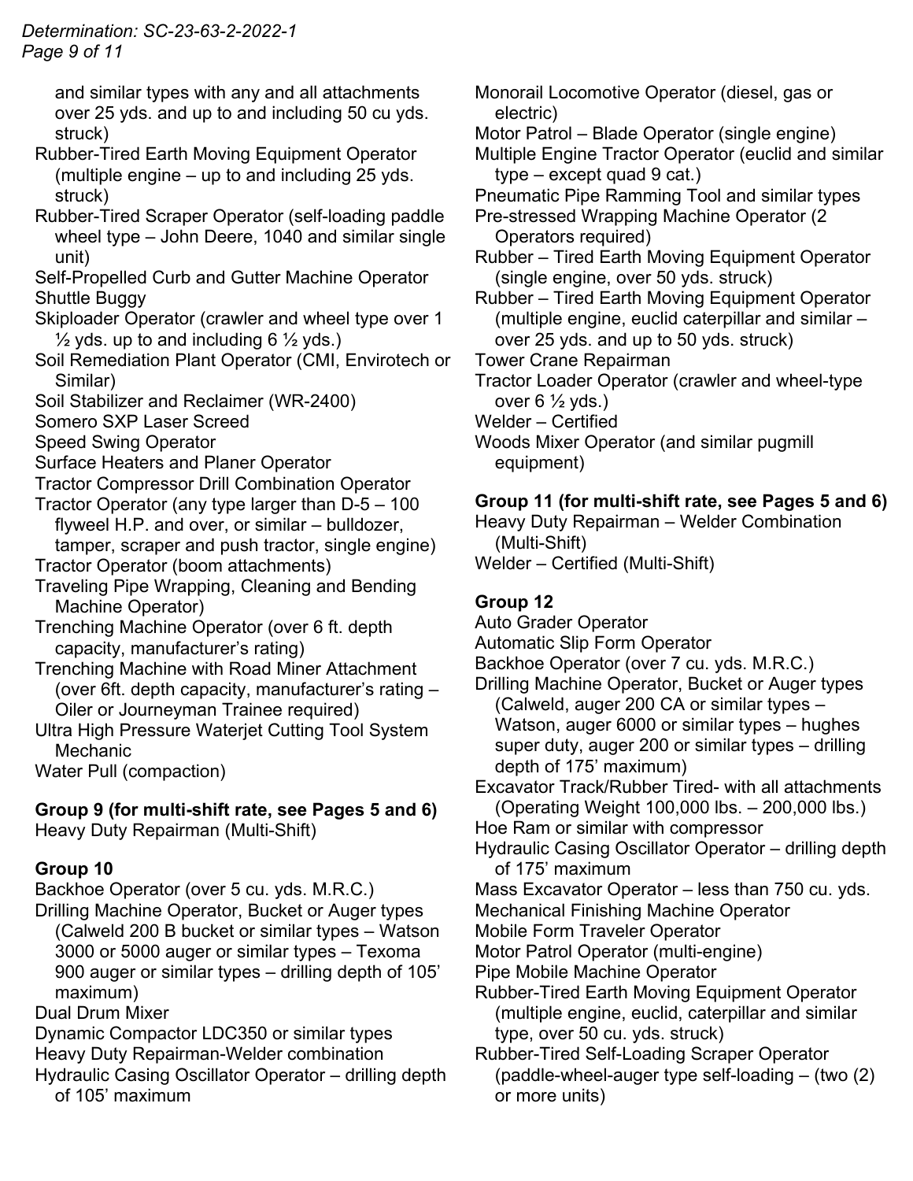and similar types with any and all attachments over 25 yds. and up to and including 50 cu yds. struck)

Rubber-Tired Earth Moving Equipment Operator (multiple engine – up to and including 25 yds. struck)

Rubber-Tired Scraper Operator (self-loading paddle wheel type – John Deere, 1040 and similar single unit)

Self-Propelled Curb and Gutter Machine Operator

Shuttle Buggy

Skiploader Operator (crawler and wheel type over 1 ½ yds. up to and including 6 ½ yds.)

Soil Remediation Plant Operator (CMI, Envirotech or Similar)

Soil Stabilizer and Reclaimer (WR-2400)

Somero SXP Laser Screed

Speed Swing Operator

Surface Heaters and Planer Operator

Tractor Compressor Drill Combination Operator

Tractor Operator (any type larger than D-5 – 100 flyweel H.P. and over, or similar – bulldozer, tamper, scraper and push tractor, single engine)

Tractor Operator (boom attachments)

Traveling Pipe Wrapping, Cleaning and Bending Machine Operator)

Trenching Machine Operator (over 6 ft. depth capacity, manufacturer's rating)

Trenching Machine with Road Miner Attachment (over 6ft. depth capacity, manufacturer's rating – Oiler or Journeyman Trainee required)

Ultra High Pressure Waterjet Cutting Tool System Mechanic

Water Pull (compaction)

**Group 9 (for multi-shift rate, see Pages 5 and 6)**

Heavy Duty Repairman (Multi-Shift)

**Group 10**

Backhoe Operator (over 5 cu. yds. M.R.C.)

Drilling Machine Operator, Bucket or Auger types (Calweld 200 B bucket or similar types – Watson 3000 or 5000 auger or similar types – Texoma 900 auger or similar types – drilling depth of 105' maximum)

Dual Drum Mixer

Dynamic Compactor LDC350 or similar types

Heavy Duty Repairman-Welder combination

Hydraulic Casing Oscillator Operator – drilling depth of 105' maximum

Monorail Locomotive Operator (diesel, gas or electric)

Motor Patrol – Blade Operator (single engine)

Multiple Engine Tractor Operator (euclid and similar type – except quad 9 cat.)

Pneumatic Pipe Ramming Tool and similar types

Pre-stressed Wrapping Machine Operator (2 Operators required)

Rubber – Tired Earth Moving Equipment Operator (single engine, over 50 yds. struck)

Rubber – Tired Earth Moving Equipment Operator (multiple engine, euclid caterpillar and similar – over 25 yds. and up to 50 yds. struck)

Tower Crane Repairman

Tractor Loader Operator (crawler and wheel-type over 6 ½ yds.)

Welder – Certified

Woods Mixer Operator (and similar pugmill equipment)

**Group 11 (for multi-shift rate, see Pages 5 and 6)**

Heavy Duty Repairman – Welder Combination (Multi-Shift)

Welder – Certified (Multi-Shift)

**Group 12**

Auto Grader Operator

Automatic Slip Form Operator

Backhoe Operator (over 7 cu. yds. M.R.C.)

Drilling Machine Operator, Bucket or Auger types (Calweld, auger 200 CA or similar types – Watson, auger 6000 or similar types – hughes super duty, auger 200 or similar types – drilling depth of 175' maximum)

Excavator Track/Rubber Tired- with all attachments (Operating Weight 100,000 lbs. – 200,000 lbs.)

Hoe Ram or similar with compressor

Hydraulic Casing Oscillator Operator – drilling depth of 175' maximum

Mass Excavator Operator – less than 750 cu. yds.

Mechanical Finishing Machine Operator

Mobile Form Traveler Operator

Motor Patrol Operator (multi-engine)

Pipe Mobile Machine Operator

Rubber-Tired Earth Moving Equipment Operator (multiple engine, euclid, caterpillar and similar type, over 50 cu. yds. struck)

Rubber-Tired Self-Loading Scraper Operator (paddle-wheel-auger type self-loading – (two (2) or more units)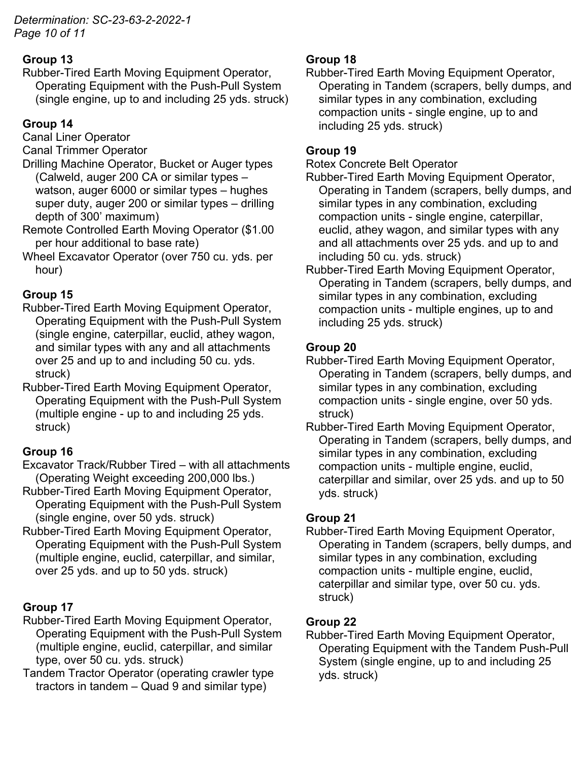**Group 13**

Rubber-Tired Earth Moving Equipment Operator, Operating Equipment with the Push-Pull System (single engine, up to and including 25 yds. struck)

**Group 14**

Canal Liner Operator

Canal Trimmer Operator

Drilling Machine Operator, Bucket or Auger types (Calweld, auger 200 CA or similar types – watson, auger 6000 or similar types – hughes super duty, auger 200 or similar types – drilling depth of 300' maximum)

Remote Controlled Earth Moving Operator ($1.00 per hour additional to base rate)

Wheel Excavator Operator (over 750 cu. yds. per hour)

**Group 15**

Rubber-Tired Earth Moving Equipment Operator, Operating Equipment with the Push-Pull System (single engine, caterpillar, euclid, athey wagon, and similar types with any and all attachments over 25 and up to and including 50 cu. yds. struck)

Rubber-Tired Earth Moving Equipment Operator, Operating Equipment with the Push-Pull System (multiple engine - up to and including 25 yds. struck)

**Group 16**

Excavator Track/Rubber Tired – with all attachments (Operating Weight exceeding 200,000 lbs.)

Rubber-Tired Earth Moving Equipment Operator, Operating Equipment with the Push-Pull System (single engine, over 50 yds. struck)

Rubber-Tired Earth Moving Equipment Operator, Operating Equipment with the Push-Pull System (multiple engine, euclid, caterpillar, and similar, over 25 yds. and up to 50 yds. struck)

**Group 17**

Rubber-Tired Earth Moving Equipment Operator, Operating Equipment with the Push-Pull System (multiple engine, euclid, caterpillar, and similar type, over 50 cu. yds. struck)

Tandem Tractor Operator (operating crawler type tractors in tandem – Quad 9 and similar type)

**Group 18**

Rubber-Tired Earth Moving Equipment Operator, Operating in Tandem (scrapers, belly dumps, and similar types in any combination, excluding compaction units - single engine, up to and including 25 yds. struck)

**Group 19**

Rotex Concrete Belt Operator

Rubber-Tired Earth Moving Equipment Operator, Operating in Tandem (scrapers, belly dumps, and similar types in any combination, excluding compaction units - single engine, caterpillar, euclid, athey wagon, and similar types with any and all attachments over 25 yds. and up to and including 50 cu. yds. struck)

Rubber-Tired Earth Moving Equipment Operator, Operating in Tandem (scrapers, belly dumps, and similar types in any combination, excluding compaction units - multiple engines, up to and including 25 yds. struck)

**Group 20**

Rubber-Tired Earth Moving Equipment Operator, Operating in Tandem (scrapers, belly dumps, and similar types in any combination, excluding compaction units - single engine, over 50 yds. struck)

Rubber-Tired Earth Moving Equipment Operator, Operating in Tandem (scrapers, belly dumps, and similar types in any combination, excluding compaction units - multiple engine, euclid, caterpillar and similar, over 25 yds. and up to 50 yds. struck)

**Group 21**

Rubber-Tired Earth Moving Equipment Operator, Operating in Tandem (scrapers, belly dumps, and similar types in any combination, excluding compaction units - multiple engine, euclid, caterpillar and similar type, over 50 cu. yds. struck)

**Group 22**

Rubber-Tired Earth Moving Equipment Operator, Operating Equipment with the Tandem Push-Pull System (single engine, up to and including 25 yds. struck)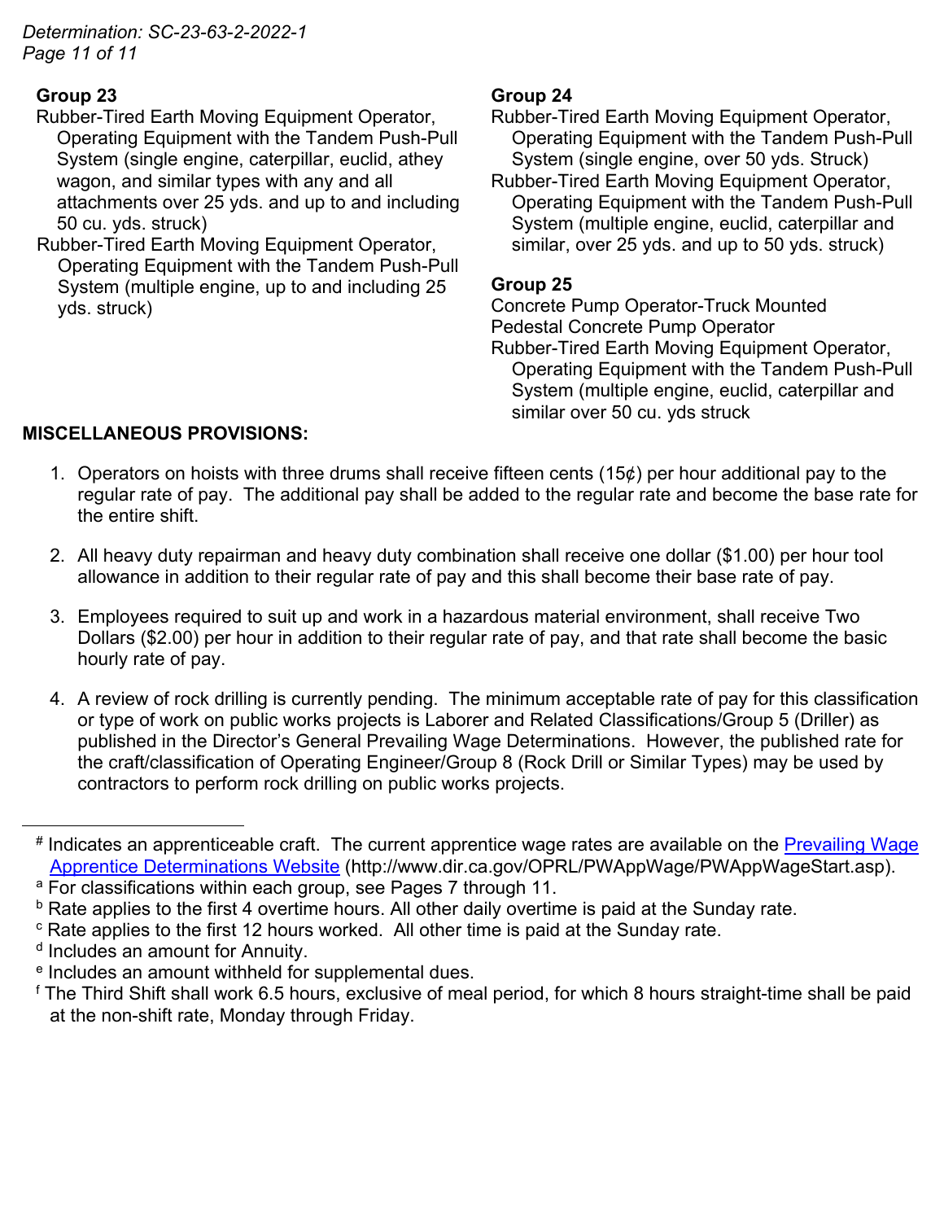**Group 23**

Rubber-Tired Earth Moving Equipment Operator, Operating Equipment with the Tandem Push-Pull System (single engine, caterpillar, euclid, athey wagon, and similar types with any and all attachments over 25 yds. and up to and including 50 cu. yds. struck)

Rubber-Tired Earth Moving Equipment Operator, Operating Equipment with the Tandem Push-Pull System (multiple engine, up to and including 25 yds. struck)

**Group 24**

Rubber-Tired Earth Moving Equipment Operator, Operating Equipment with the Tandem Push-Pull System (single engine, over 50 yds. Struck)

Rubber-Tired Earth Moving Equipment Operator, Operating Equipment with the Tandem Push-Pull System (multiple engine, euclid, caterpillar and similar, over 25 yds. and up to 50 yds. struck)

**Group 25**

Concrete Pump Operator-Truck Mounted

Pedestal Concrete Pump Operator

Rubber-Tired Earth Moving Equipment Operator, Operating Equipment with the Tandem Push-Pull System (multiple engine, euclid, caterpillar and similar over 50 cu. yds struck

**MISCELLANEOUS PROVISIONS:**

1. Operators on hoists with three drums shall receive fifteen cents (15¢) per hour additional pay to the regular rate of pay. The additional pay shall be added to the regular rate and become the base rate for the entire shift.

2. All heavy duty repairman and heavy duty combination shall receive one dollar ($1.00) per hour tool allowance in addition to their regular rate of pay and this shall become their base rate of pay.

3. Employees required to suit up and work in a hazardous material environment, shall receive Two Dollars ($2.00) per hour in addition to their regular rate of pay, and that rate shall become the basic hourly rate of pay.

4. A review of rock drilling is currently pending. The minimum acceptable rate of pay for this classification or type of work on public works projects is Laborer and Related Classifications/Group 5 (Driller) as published in the Director's General Prevailing Wage Determinations. However, the published rate for the craft/classification of Operating Engineer/Group 8 (Rock Drill or Similar Types) may be used by contractors to perform rock drilling on public works projects.

---

[#] Indicates an apprenticeable craft. The current apprentice wage rates are available on the Prevailing Wage Apprentice Determinations Website (http://www.dir.ca.gov/OPRL/PWAppWage/PWAppWageStart.asp).

[a] For classifications within each group, see Pages 7 through 11.

[b] Rate applies to the first 4 overtime hours. All other daily overtime is paid at the Sunday rate.

[c] Rate applies to the first 12 hours worked. All other time is paid at the Sunday rate.

[d] Includes an amount for Annuity.

[e] Includes an amount withheld for supplemental dues.

[f] The Third Shift shall work 6.5 hours, exclusive of meal period, for which 8 hours straight-time shall be paid at the non-shift rate, Monday through Friday.